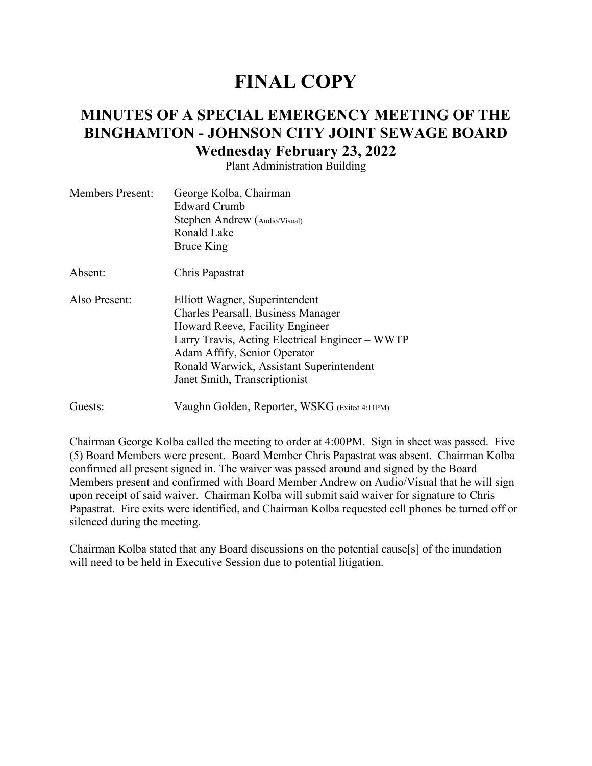# FINAL COPY

## MINUTES OF A SPECIAL EMERGENCY MEETING OF THE BINGHAMTON - JOHNSON CITY JOINT SEWAGE BOARD

### Wednesday February 23, 2022

Plant Administration Building

| | |
|---|---|
| Members Present: | George Kolba, Chairman<br>Edward Crumb<br>Stephen Andrew (Audio/Visual)<br>Ronald Lake<br>Bruce King |
| Absent: | Chris Papastrat |
| Also Present: | Elliott Wagner, Superintendent<br>Charles Pearsall, Business Manager<br>Howard Reeve, Facility Engineer<br>Larry Travis, Acting Electrical Engineer – WWTP<br>Adam Affify, Senior Operator<br>Ronald Warwick, Assistant Superintendent<br>Janet Smith, Transcriptionist |
| Guests: | Vaughn Golden, Reporter, WSKG (Exited 4:11PM) |

Chairman George Kolba called the meeting to order at 4:00PM. Sign in sheet was passed. Five (5) Board Members were present. Board Member Chris Papastrat was absent. Chairman Kolba confirmed all present signed in. The waiver was passed around and signed by the Board Members present and confirmed with Board Member Andrew on Audio/Visual that he will sign upon receipt of said waiver. Chairman Kolba will submit said waiver for signature to Chris Papastrat. Fire exits were identified, and Chairman Kolba requested cell phones be turned off or silenced during the meeting.

Chairman Kolba stated that any Board discussions on the potential cause[s] of the inundation will need to be held in Executive Session due to potential litigation.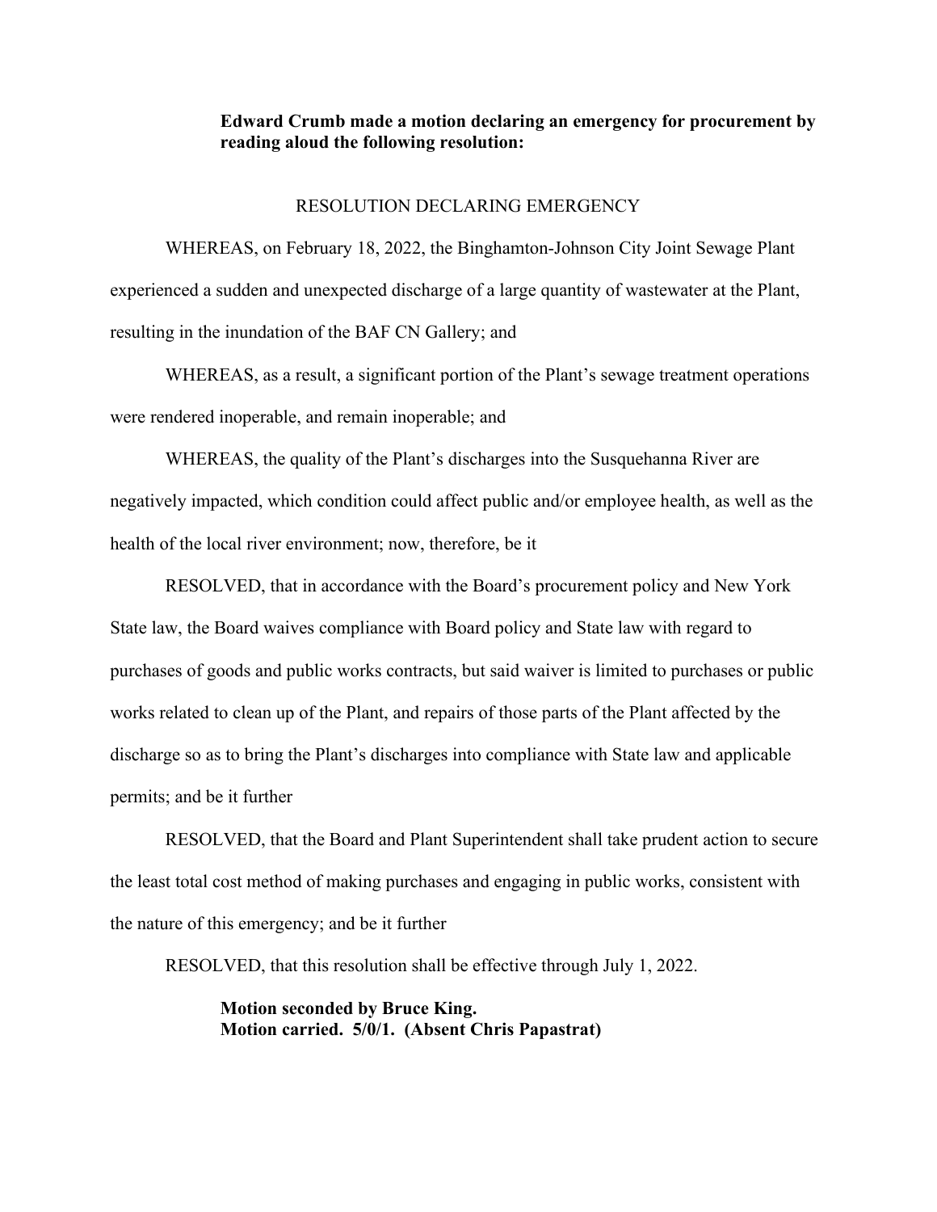**Edward Crumb made a motion declaring an emergency for procurement by reading aloud the following resolution:**

RESOLUTION DECLARING EMERGENCY

WHEREAS, on February 18, 2022, the Binghamton-Johnson City Joint Sewage Plant experienced a sudden and unexpected discharge of a large quantity of wastewater at the Plant, resulting in the inundation of the BAF CN Gallery; and

WHEREAS, as a result, a significant portion of the Plant's sewage treatment operations were rendered inoperable, and remain inoperable; and

WHEREAS, the quality of the Plant's discharges into the Susquehanna River are negatively impacted, which condition could affect public and/or employee health, as well as the health of the local river environment; now, therefore, be it

RESOLVED, that in accordance with the Board's procurement policy and New York State law, the Board waives compliance with Board policy and State law with regard to purchases of goods and public works contracts, but said waiver is limited to purchases or public works related to clean up of the Plant, and repairs of those parts of the Plant affected by the discharge so as to bring the Plant's discharges into compliance with State law and applicable permits; and be it further

RESOLVED, that the Board and Plant Superintendent shall take prudent action to secure the least total cost method of making purchases and engaging in public works, consistent with the nature of this emergency; and be it further

RESOLVED, that this resolution shall be effective through July 1, 2022.

**Motion seconded by Bruce King.**
**Motion carried. 5/0/1. (Absent Chris Papastrat)**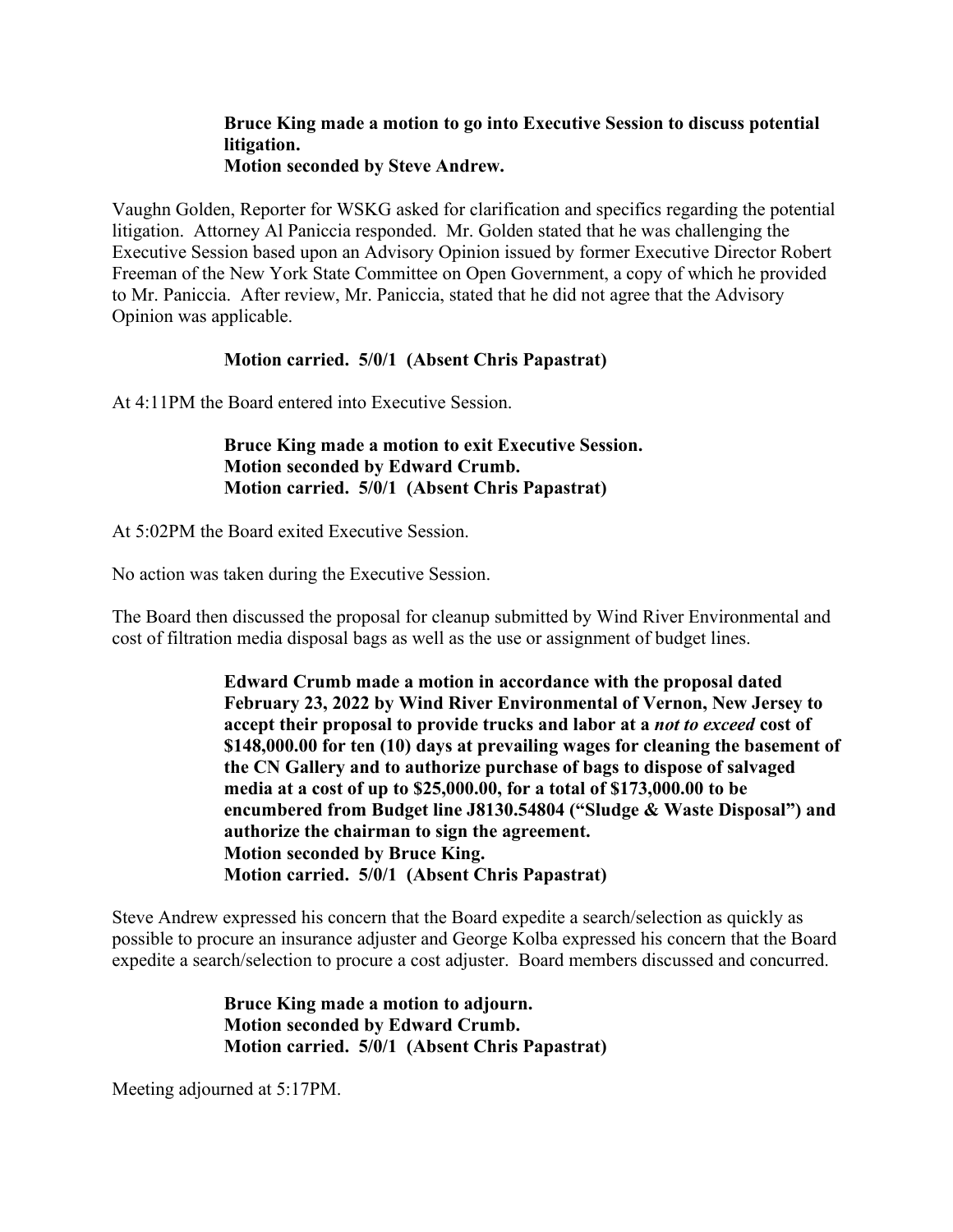**Bruce King made a motion to go into Executive Session to discuss potential litigation.**
**Motion seconded by Steve Andrew.**

Vaughn Golden, Reporter for WSKG asked for clarification and specifics regarding the potential litigation. Attorney Al Paniccia responded. Mr. Golden stated that he was challenging the Executive Session based upon an Advisory Opinion issued by former Executive Director Robert Freeman of the New York State Committee on Open Government, a copy of which he provided to Mr. Paniccia. After review, Mr. Paniccia, stated that he did not agree that the Advisory Opinion was applicable.

**Motion carried. 5/0/1 (Absent Chris Papastrat)**

At 4:11PM the Board entered into Executive Session.

**Bruce King made a motion to exit Executive Session.**
**Motion seconded by Edward Crumb.**
**Motion carried. 5/0/1 (Absent Chris Papastrat)**

At 5:02PM the Board exited Executive Session.

No action was taken during the Executive Session.

The Board then discussed the proposal for cleanup submitted by Wind River Environmental and cost of filtration media disposal bags as well as the use or assignment of budget lines.

**Edward Crumb made a motion in accordance with the proposal dated February 23, 2022 by Wind River Environmental of Vernon, New Jersey to accept their proposal to provide trucks and labor at a *not to exceed* cost of $148,000.00 for ten (10) days at prevailing wages for cleaning the basement of the CN Gallery and to authorize purchase of bags to dispose of salvaged media at a cost of up to $25,000.00, for a total of $173,000.00 to be encumbered from Budget line J8130.54804 ("Sludge & Waste Disposal") and authorize the chairman to sign the agreement.**
**Motion seconded by Bruce King.**
**Motion carried. 5/0/1 (Absent Chris Papastrat)**

Steve Andrew expressed his concern that the Board expedite a search/selection as quickly as possible to procure an insurance adjuster and George Kolba expressed his concern that the Board expedite a search/selection to procure a cost adjuster. Board members discussed and concurred.

**Bruce King made a motion to adjourn.**
**Motion seconded by Edward Crumb.**
**Motion carried. 5/0/1 (Absent Chris Papastrat)**

Meeting adjourned at 5:17PM.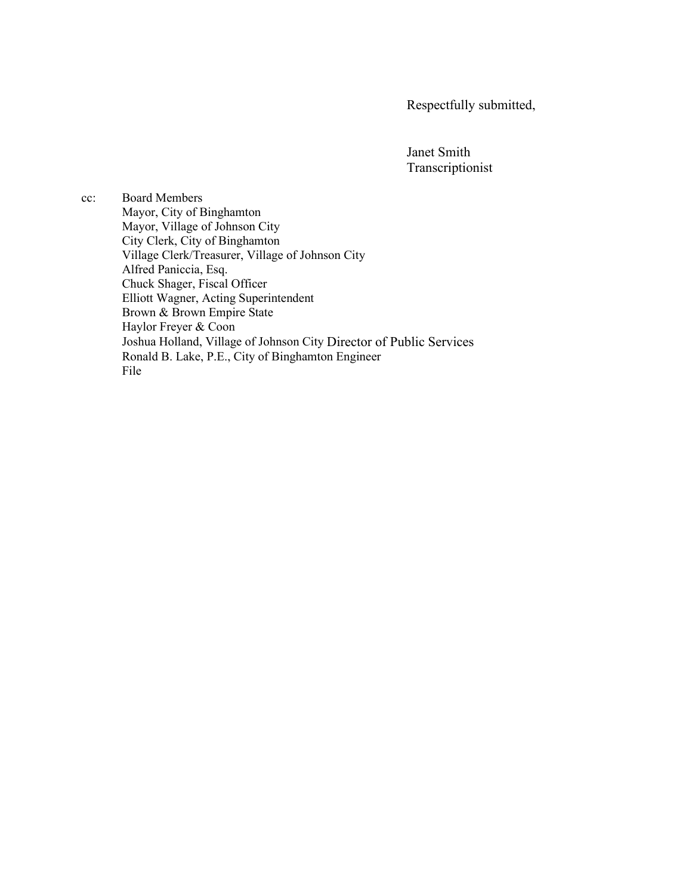Respectfully submitted,

Janet Smith
Transcriptionist

cc: Board Members
Mayor, City of Binghamton
Mayor, Village of Johnson City
City Clerk, City of Binghamton
Village Clerk/Treasurer, Village of Johnson City
Alfred Paniccia, Esq.
Chuck Shager, Fiscal Officer
Elliott Wagner, Acting Superintendent
Brown & Brown Empire State
Haylor Freyer & Coon
Joshua Holland, Village of Johnson City Director of Public Services
Ronald B. Lake, P.E., City of Binghamton Engineer
File